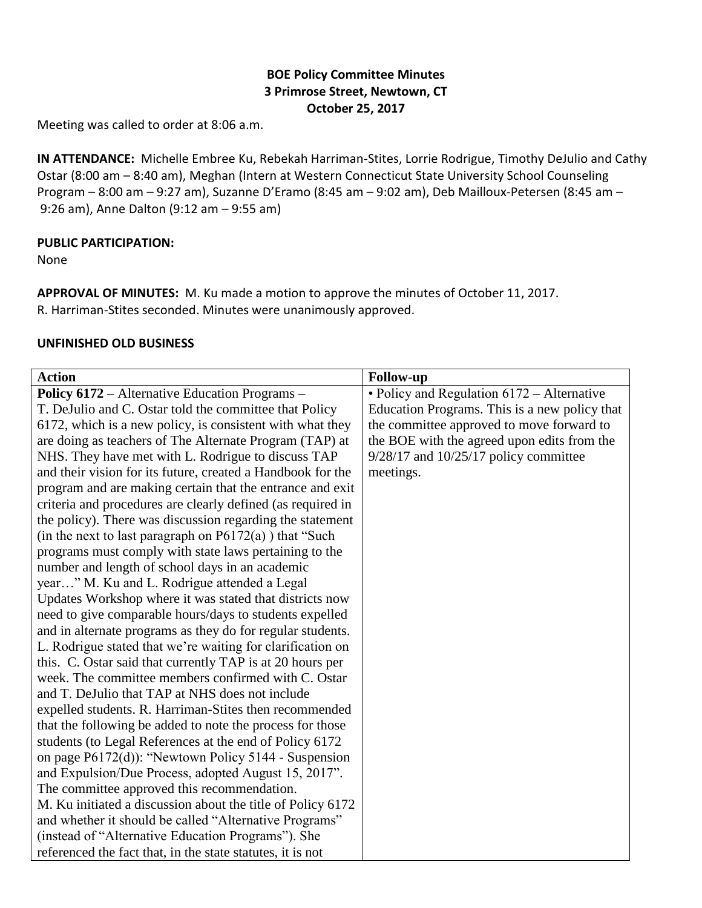**BOE Policy Committee Minutes**
**3 Primrose Street, Newtown, CT**
**October 25, 2017**

Meeting was called to order at 8:06 a.m.

**IN ATTENDANCE:** Michelle Embree Ku, Rebekah Harriman-Stites, Lorrie Rodrigue, Timothy DeJulio and Cathy Ostar (8:00 am – 8:40 am), Meghan (Intern at Western Connecticut State University School Counseling Program – 8:00 am – 9:27 am), Suzanne D'Eramo (8:45 am – 9:02 am), Deb Mailloux-Petersen (8:45 am – 9:26 am), Anne Dalton (9:12 am – 9:55 am)

**PUBLIC PARTICIPATION:**
None

**APPROVAL OF MINUTES:** M. Ku made a motion to approve the minutes of October 11, 2017. R. Harriman-Stites seconded. Minutes were unanimously approved.

**UNFINISHED OLD BUSINESS**

| **Action** | **Follow-up** |
|---|---|
| **Policy 6172** – Alternative Education Programs – T. DeJulio and C. Ostar told the committee that Policy 6172, which is a new policy, is consistent with what they are doing as teachers of The Alternate Program (TAP) at NHS. They have met with L. Rodrigue to discuss TAP and their vision for its future, created a Handbook for the program and are making certain that the entrance and exit criteria and procedures are clearly defined (as required in the policy). There was discussion regarding the statement (in the next to last paragraph on P6172(a) ) that "Such programs must comply with state laws pertaining to the number and length of school days in an academic year…" M. Ku and L. Rodrigue attended a Legal Updates Workshop where it was stated that districts now need to give comparable hours/days to students expelled and in alternate programs as they do for regular students. L. Rodrigue stated that we're waiting for clarification on this. C. Ostar said that currently TAP is at 20 hours per week. The committee members confirmed with C. Ostar and T. DeJulio that TAP at NHS does not include expelled students. R. Harriman-Stites then recommended that the following be added to note the process for those students (to Legal References at the end of Policy 6172 on page P6172(d)): "Newtown Policy 5144 - Suspension and Expulsion/Due Process, adopted August 15, 2017". The committee approved this recommendation. M. Ku initiated a discussion about the title of Policy 6172 and whether it should be called "Alternative Programs" (instead of "Alternative Education Programs"). She referenced the fact that, in the state statutes, it is not | • Policy and Regulation 6172 – Alternative Education Programs. This is a new policy that the committee approved to move forward to the BOE with the agreed upon edits from the 9/28/17 and 10/25/17 policy committee meetings. |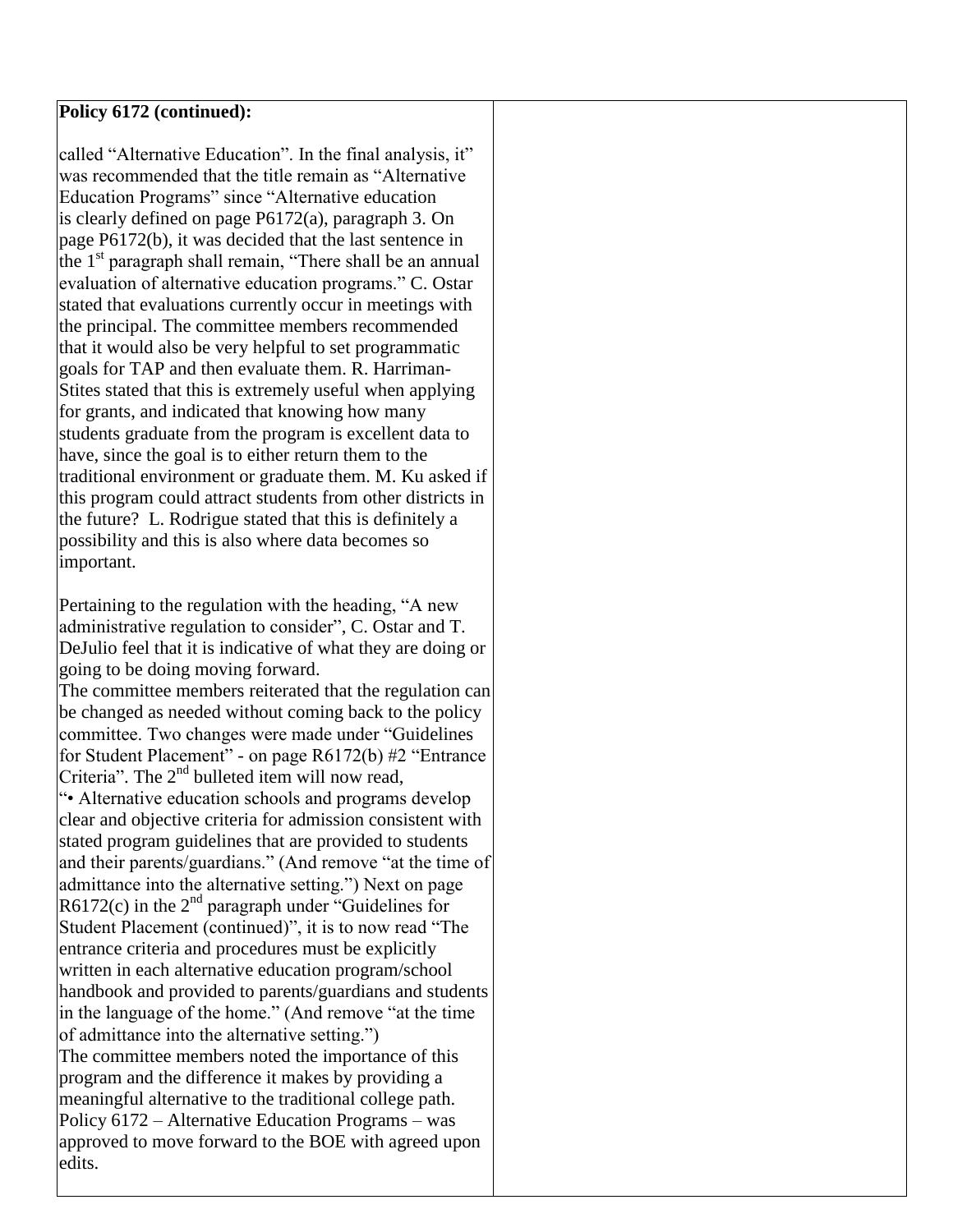| **Policy 6172 (continued):**<br><br>called "Alternative Education". In the final analysis, it" was recommended that the title remain as "Alternative Education Programs" since "Alternative education is clearly defined on page P6172(a), paragraph 3. On page P6172(b), it was decided that the last sentence in the 1st paragraph shall remain, "There shall be an annual evaluation of alternative education programs." C. Ostar stated that evaluations currently occur in meetings with the principal. The committee members recommended that it would also be very helpful to set programmatic goals for TAP and then evaluate them. R. Harriman-Stites stated that this is extremely useful when applying for grants, and indicated that knowing how many students graduate from the program is excellent data to have, since the goal is to either return them to the traditional environment or graduate them. M. Ku asked if this program could attract students from other districts in the future? L. Rodrigue stated that this is definitely a possibility and this is also where data becomes so important.<br><br>Pertaining to the regulation with the heading, "A new administrative regulation to consider", C. Ostar and T. DeJulio feel that it is indicative of what they are doing or going to be doing moving forward.<br>The committee members reiterated that the regulation can be changed as needed without coming back to the policy committee. Two changes were made under "Guidelines for Student Placement" - on page R6172(b) #2 "Entrance Criteria". The 2nd bulleted item will now read,<br>"• Alternative education schools and programs develop clear and objective criteria for admission consistent with stated program guidelines that are provided to students and their parents/guardians." (And remove "at the time of admittance into the alternative setting.") Next on page R6172(c) in the 2nd paragraph under "Guidelines for Student Placement (continued)", it is to now read "The entrance criteria and procedures must be explicitly written in each alternative education program/school handbook and provided to parents/guardians and students in the language of the home." (And remove "at the time of admittance into the alternative setting.")<br>The committee members noted the importance of this program and the difference it makes by providing a meaningful alternative to the traditional college path. Policy 6172 – Alternative Education Programs – was approved to move forward to the BOE with agreed upon edits. | |
|---|---|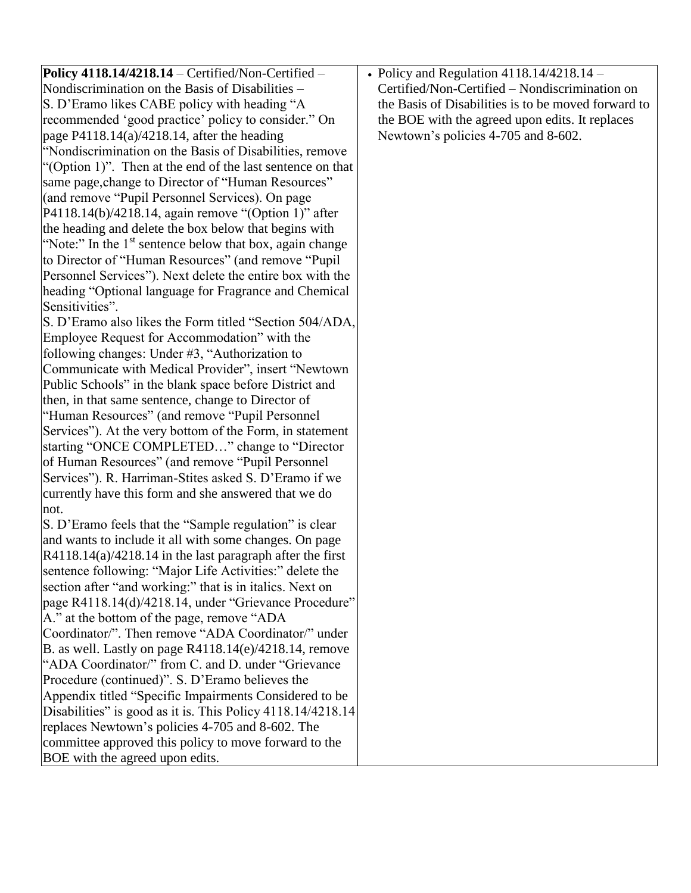| | |
|---|---|
| **Policy 4118.14/4218.14** – Certified/Non-Certified – Nondiscrimination on the Basis of Disabilities – S. D'Eramo likes CABE policy with heading "A recommended 'good practice' policy to consider." On page P4118.14(a)/4218.14, after the heading "Nondiscrimination on the Basis of Disabilities, remove "(Option 1)". Then at the end of the last sentence on that same page,change to Director of "Human Resources" (and remove "Pupil Personnel Services). On page P4118.14(b)/4218.14, again remove "(Option 1)" after the heading and delete the box below that begins with "Note:" In the 1st sentence below that box, again change to Director of "Human Resources" (and remove "Pupil Personnel Services"). Next delete the entire box with the heading "Optional language for Fragrance and Chemical Sensitivities".<br>S. D'Eramo also likes the Form titled "Section 504/ADA, Employee Request for Accommodation" with the following changes: Under #3, "Authorization to Communicate with Medical Provider", insert "Newtown Public Schools" in the blank space before District and then, in that same sentence, change to Director of "Human Resources" (and remove "Pupil Personnel Services"). At the very bottom of the Form, in statement starting "ONCE COMPLETED…" change to "Director of Human Resources" (and remove "Pupil Personnel Services"). R. Harriman-Stites asked S. D'Eramo if we currently have this form and she answered that we do not.<br>S. D'Eramo feels that the "Sample regulation" is clear and wants to include it all with some changes. On page R4118.14(a)/4218.14 in the last paragraph after the first sentence following: "Major Life Activities:" delete the section after "and working:" that is in italics. Next on page R4118.14(d)/4218.14, under "Grievance Procedure" A." at the bottom of the page, remove "ADA Coordinator/". Then remove "ADA Coordinator/" under B. as well. Lastly on page R4118.14(e)/4218.14, remove "ADA Coordinator/" from C. and D. under "Grievance Procedure (continued)". S. D'Eramo believes the Appendix titled "Specific Impairments Considered to be Disabilities" is good as it is. This Policy 4118.14/4218.14 replaces Newtown's policies 4-705 and 8-602. The committee approved this policy to move forward to the BOE with the agreed upon edits. | • Policy and Regulation 4118.14/4218.14 – Certified/Non-Certified – Nondiscrimination on the Basis of Disabilities is to be moved forward to the BOE with the agreed upon edits. It replaces Newtown's policies 4-705 and 8-602. |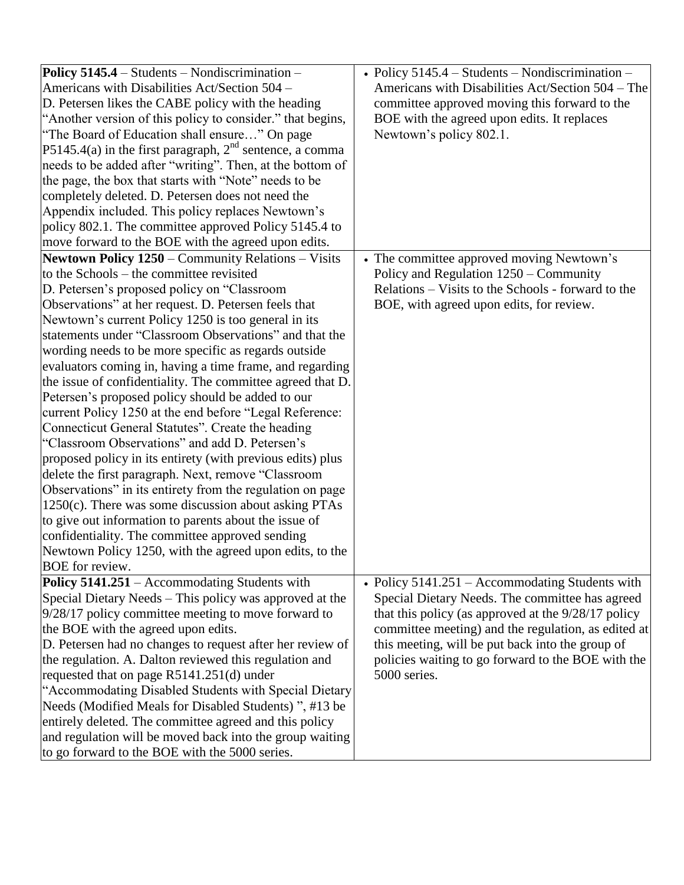| | |
|---|---|
| **Policy 5145.4** – Students – Nondiscrimination – Americans with Disabilities Act/Section 504 – D. Petersen likes the CABE policy with the heading "Another version of this policy to consider." that begins, "The Board of Education shall ensure…" On page P5145.4(a) in the first paragraph, 2nd sentence, a comma needs to be added after "writing". Then, at the bottom of the page, the box that starts with "Note" needs to be completely deleted. D. Petersen does not need the Appendix included. This policy replaces Newtown's policy 802.1. The committee approved Policy 5145.4 to move forward to the BOE with the agreed upon edits. | • Policy 5145.4 – Students – Nondiscrimination – Americans with Disabilities Act/Section 504 – The committee approved moving this forward to the BOE with the agreed upon edits. It replaces Newtown's policy 802.1. |
| **Newtown Policy 1250** – Community Relations – Visits to the Schools – the committee revisited D. Petersen's proposed policy on "Classroom Observations" at her request. D. Petersen feels that Newtown's current Policy 1250 is too general in its statements under "Classroom Observations" and that the wording needs to be more specific as regards outside evaluators coming in, having a time frame, and regarding the issue of confidentiality. The committee agreed that D. Petersen's proposed policy should be added to our current Policy 1250 at the end before "Legal Reference: Connecticut General Statutes". Create the heading "Classroom Observations" and add D. Petersen's proposed policy in its entirety (with previous edits) plus delete the first paragraph. Next, remove "Classroom Observations" in its entirety from the regulation on page 1250(c). There was some discussion about asking PTAs to give out information to parents about the issue of confidentiality. The committee approved sending Newtown Policy 1250, with the agreed upon edits, to the BOE for review. | • The committee approved moving Newtown's Policy and Regulation 1250 – Community Relations – Visits to the Schools - forward to the BOE, with agreed upon edits, for review. |
| **Policy 5141.251** – Accommodating Students with Special Dietary Needs – This policy was approved at the 9/28/17 policy committee meeting to move forward to the BOE with the agreed upon edits. D. Petersen had no changes to request after her review of the regulation. A. Dalton reviewed this regulation and requested that on page R5141.251(d) under "Accommodating Disabled Students with Special Dietary Needs (Modified Meals for Disabled Students) ", #13 be entirely deleted. The committee agreed and this policy and regulation will be moved back into the group waiting to go forward to the BOE with the 5000 series. | • Policy 5141.251 – Accommodating Students with Special Dietary Needs. The committee has agreed that this policy (as approved at the 9/28/17 policy committee meeting) and the regulation, as edited at this meeting, will be put back into the group of policies waiting to go forward to the BOE with the 5000 series. |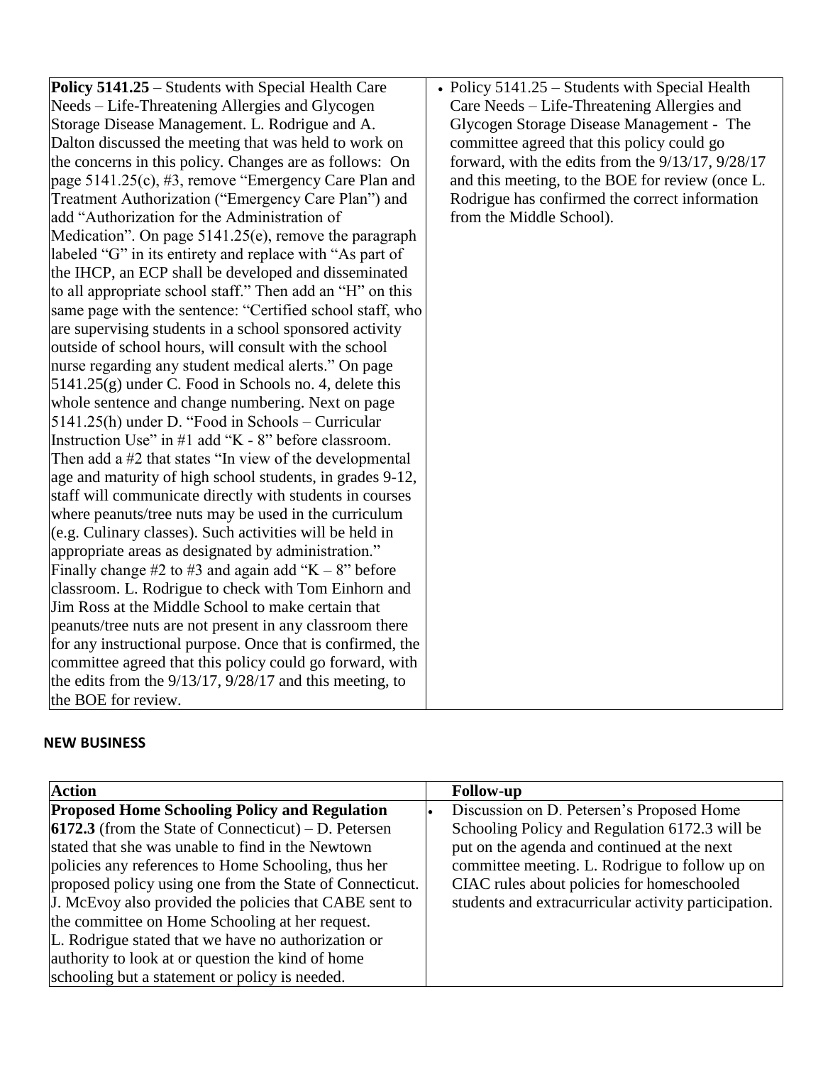| | |
|---|---|
| **Policy 5141.25** – Students with Special Health Care Needs – Life-Threatening Allergies and Glycogen Storage Disease Management. L. Rodrigue and A. Dalton discussed the meeting that was held to work on the concerns in this policy. Changes are as follows: On page 5141.25(c), #3, remove "Emergency Care Plan and Treatment Authorization ("Emergency Care Plan") and add "Authorization for the Administration of Medication". On page 5141.25(e), remove the paragraph labeled "G" in its entirety and replace with "As part of the IHCP, an ECP shall be developed and disseminated to all appropriate school staff." Then add an "H" on this same page with the sentence: "Certified school staff, who are supervising students in a school sponsored activity outside of school hours, will consult with the school nurse regarding any student medical alerts." On page 5141.25(g) under C. Food in Schools no. 4, delete this whole sentence and change numbering. Next on page 5141.25(h) under D. "Food in Schools – Curricular Instruction Use" in #1 add "K - 8" before classroom. Then add a #2 that states "In view of the developmental age and maturity of high school students, in grades 9-12, staff will communicate directly with students in courses where peanuts/tree nuts may be used in the curriculum (e.g. Culinary classes). Such activities will be held in appropriate areas as designated by administration." Finally change #2 to #3 and again add "K – 8" before classroom. L. Rodrigue to check with Tom Einhorn and Jim Ross at the Middle School to make certain that peanuts/tree nuts are not present in any classroom there for any instructional purpose. Once that is confirmed, the committee agreed that this policy could go forward, with the edits from the 9/13/17, 9/28/17 and this meeting, to the BOE for review. | • Policy 5141.25 – Students with Special Health Care Needs – Life-Threatening Allergies and Glycogen Storage Disease Management - The committee agreed that this policy could go forward, with the edits from the 9/13/17, 9/28/17 and this meeting, to the BOE for review (once L. Rodrigue has confirmed the correct information from the Middle School). |

## NEW BUSINESS

| **Action** | **Follow-up** |
|---|---|
| **Proposed Home Schooling Policy and Regulation 6172.3** (from the State of Connecticut) – D. Petersen stated that she was unable to find in the Newtown policies any references to Home Schooling, thus her proposed policy using one from the State of Connecticut. J. McEvoy also provided the policies that CABE sent to the committee on Home Schooling at her request. L. Rodrigue stated that we have no authorization or authority to look at or question the kind of home schooling but a statement or policy is needed. | • Discussion on D. Petersen's Proposed Home Schooling Policy and Regulation 6172.3 will be put on the agenda and continued at the next committee meeting. L. Rodrigue to follow up on CIAC rules about policies for homeschooled students and extracurricular activity participation. |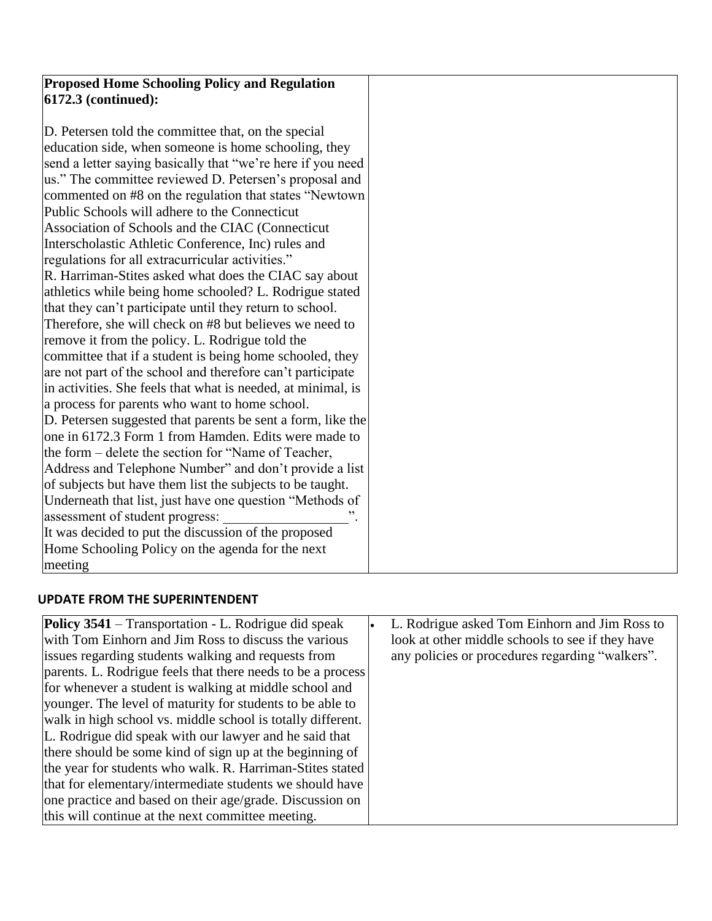| **Proposed Home Schooling Policy and Regulation 6172.3 (continued):**<br><br>D. Petersen told the committee that, on the special education side, when someone is home schooling, they send a letter saying basically that "we're here if you need us." The committee reviewed D. Petersen's proposal and commented on #8 on the regulation that states "Newtown Public Schools will adhere to the Connecticut Association of Schools and the CIAC (Connecticut Interscholastic Athletic Conference, Inc) rules and regulations for all extracurricular activities."<br>R. Harriman-Stites asked what does the CIAC say about athletics while being home schooled? L. Rodrigue stated that they can't participate until they return to school. Therefore, she will check on #8 but believes we need to remove it from the policy. L. Rodrigue told the committee that if a student is being home schooled, they are not part of the school and therefore can't participate in activities. She feels that what is needed, at minimal, is a process for parents who want to home school.<br>D. Petersen suggested that parents be sent a form, like the one in 6172.3 Form 1 from Hamden. Edits were made to the form – delete the section for "Name of Teacher, Address and Telephone Number" and don't provide a list of subjects but have them list the subjects to be taught. Underneath that list, just have one question "Methods of assessment of student progress: \_\_\_\_\_\_\_\_\_\_\_\_\_\_\_\_\_".<br>It was decided to put the discussion of the proposed Home Schooling Policy on the agenda for the next meeting | |
|---|---|

**UPDATE FROM THE SUPERINTENDENT**

| **Policy 3541** – Transportation - L. Rodrigue did speak with Tom Einhorn and Jim Ross to discuss the various issues regarding students walking and requests from parents. L. Rodrigue feels that there needs to be a process for whenever a student is walking at middle school and younger. The level of maturity for students to be able to walk in high school vs. middle school is totally different. L. Rodrigue did speak with our lawyer and he said that there should be some kind of sign up at the beginning of the year for students who walk. R. Harriman-Stites stated that for elementary/intermediate students we should have one practice and based on their age/grade. Discussion on this will continue at the next committee meeting. | • L. Rodrigue asked Tom Einhorn and Jim Ross to look at other middle schools to see if they have any policies or procedures regarding "walkers". |
|---|---|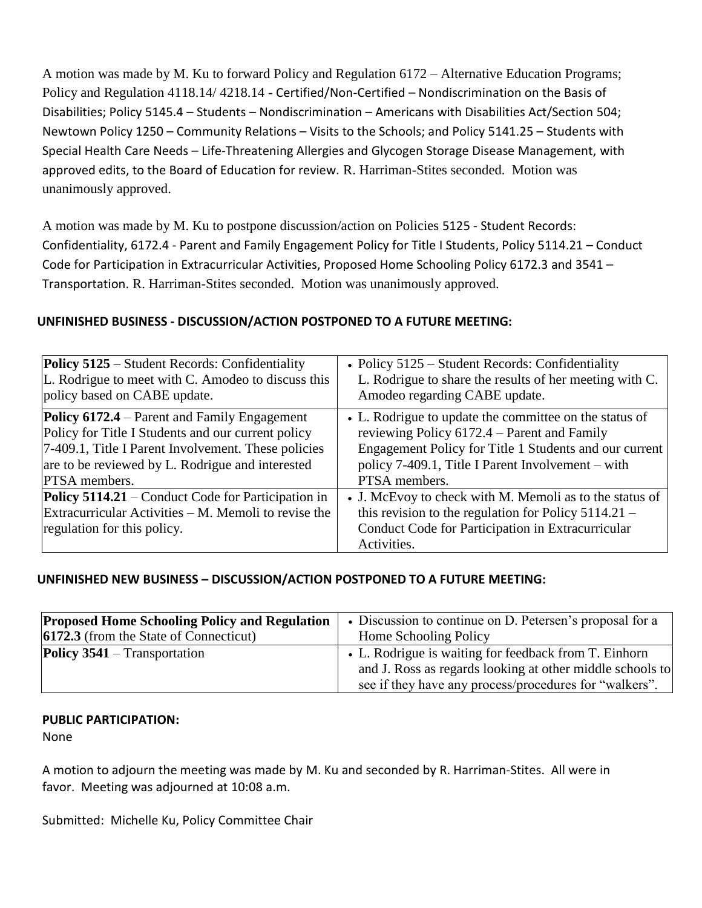A motion was made by M. Ku to forward Policy and Regulation 6172 – Alternative Education Programs; Policy and Regulation 4118.14/ 4218.14 - Certified/Non-Certified – Nondiscrimination on the Basis of Disabilities; Policy 5145.4 – Students – Nondiscrimination – Americans with Disabilities Act/Section 504; Newtown Policy 1250 – Community Relations – Visits to the Schools; and Policy 5141.25 – Students with Special Health Care Needs – Life-Threatening Allergies and Glycogen Storage Disease Management, with approved edits, to the Board of Education for review. R. Harriman-Stites seconded. Motion was unanimously approved.

A motion was made by M. Ku to postpone discussion/action on Policies 5125 - Student Records: Confidentiality, 6172.4 - Parent and Family Engagement Policy for Title I Students, Policy 5114.21 – Conduct Code for Participation in Extracurricular Activities, Proposed Home Schooling Policy 6172.3 and 3541 – Transportation. R. Harriman-Stites seconded. Motion was unanimously approved.

**UNFINISHED BUSINESS - DISCUSSION/ACTION POSTPONED TO A FUTURE MEETING:**

| | |
|---|---|
| **Policy 5125** – Student Records: Confidentiality L. Rodrigue to meet with C. Amodeo to discuss this policy based on CABE update. | • Policy 5125 – Student Records: Confidentiality L. Rodrigue to share the results of her meeting with C. Amodeo regarding CABE update. |
| **Policy 6172.4** – Parent and Family Engagement Policy for Title I Students and our current policy 7-409.1, Title I Parent Involvement. These policies are to be reviewed by L. Rodrigue and interested PTSA members. | • L. Rodrigue to update the committee on the status of reviewing Policy 6172.4 – Parent and Family Engagement Policy for Title 1 Students and our current policy 7-409.1, Title I Parent Involvement – with PTSA members. |
| **Policy 5114.21** – Conduct Code for Participation in Extracurricular Activities – M. Memoli to revise the regulation for this policy. | • J. McEvoy to check with M. Memoli as to the status of this revision to the regulation for Policy 5114.21 – Conduct Code for Participation in Extracurricular Activities. |

**UNFINISHED NEW BUSINESS – DISCUSSION/ACTION POSTPONED TO A FUTURE MEETING:**

| | |
|---|---|
| **Proposed Home Schooling Policy and Regulation 6172.3** (from the State of Connecticut) | • Discussion to continue on D. Petersen's proposal for a Home Schooling Policy |
| **Policy 3541** – Transportation | • L. Rodrigue is waiting for feedback from T. Einhorn and J. Ross as regards looking at other middle schools to see if they have any process/procedures for "walkers". |

**PUBLIC PARTICIPATION:**

None

A motion to adjourn the meeting was made by M. Ku and seconded by R. Harriman-Stites. All were in favor. Meeting was adjourned at 10:08 a.m.

Submitted: Michelle Ku, Policy Committee Chair